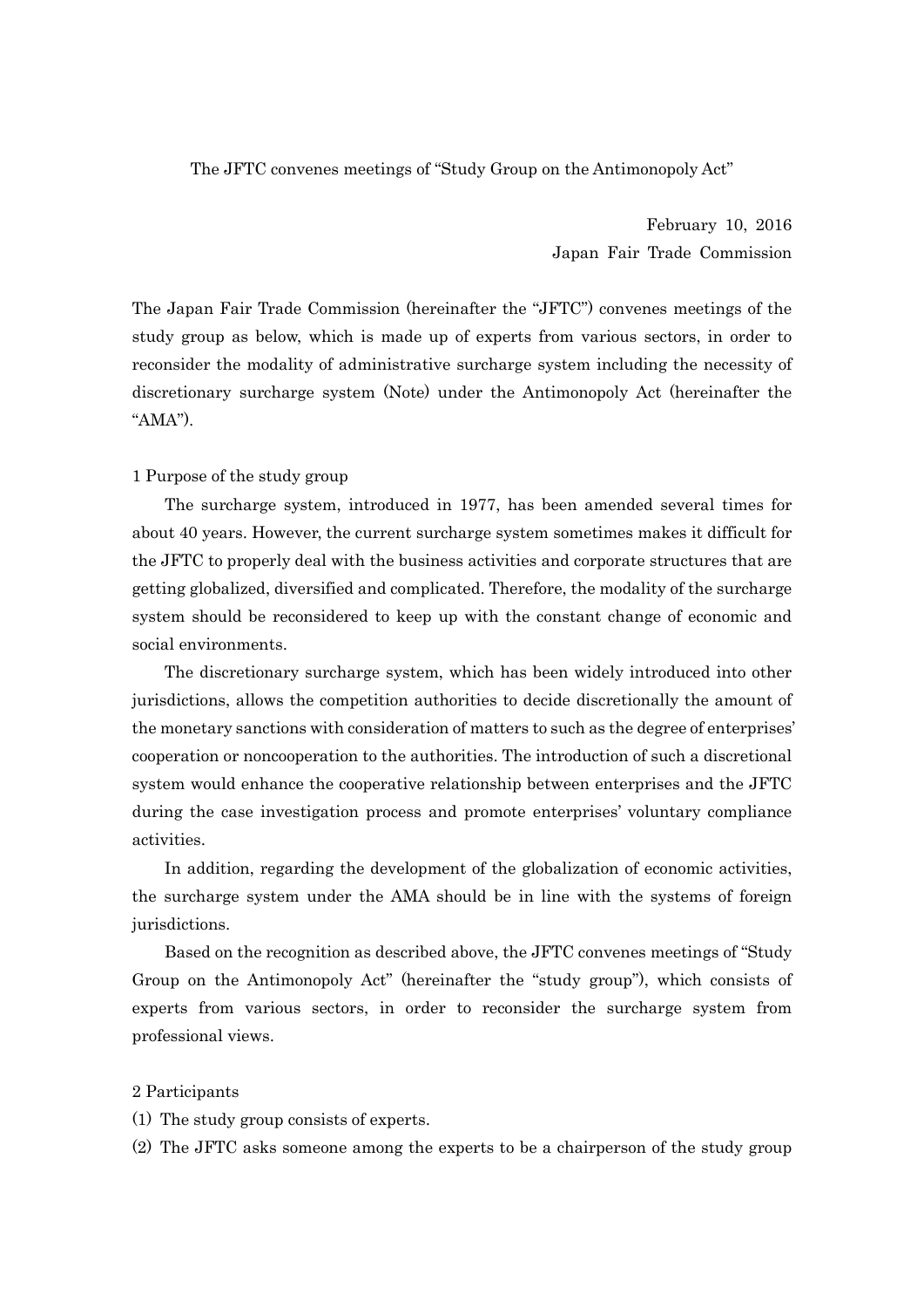# The JFTC convenes meetings of "Study Group on the Antimonopoly Act"

February 10, 2016
Japan Fair Trade Commission

The Japan Fair Trade Commission (hereinafter the "JFTC") convenes meetings of the study group as below, which is made up of experts from various sectors, in order to reconsider the modality of administrative surcharge system including the necessity of discretionary surcharge system (Note) under the Antimonopoly Act (hereinafter the "AMA").

## 1 Purpose of the study group

The surcharge system, introduced in 1977, has been amended several times for about 40 years. However, the current surcharge system sometimes makes it difficult for the JFTC to properly deal with the business activities and corporate structures that are getting globalized, diversified and complicated. Therefore, the modality of the surcharge system should be reconsidered to keep up with the constant change of economic and social environments.

The discretionary surcharge system, which has been widely introduced into other jurisdictions, allows the competition authorities to decide discretionally the amount of the monetary sanctions with consideration of matters to such as the degree of enterprises' cooperation or noncooperation to the authorities. The introduction of such a discretional system would enhance the cooperative relationship between enterprises and the JFTC during the case investigation process and promote enterprises' voluntary compliance activities.

In addition, regarding the development of the globalization of economic activities, the surcharge system under the AMA should be in line with the systems of foreign jurisdictions.

Based on the recognition as described above, the JFTC convenes meetings of "Study Group on the Antimonopoly Act" (hereinafter the "study group"), which consists of experts from various sectors, in order to reconsider the surcharge system from professional views.

## 2 Participants

(1) The study group consists of experts.

(2) The JFTC asks someone among the experts to be a chairperson of the study group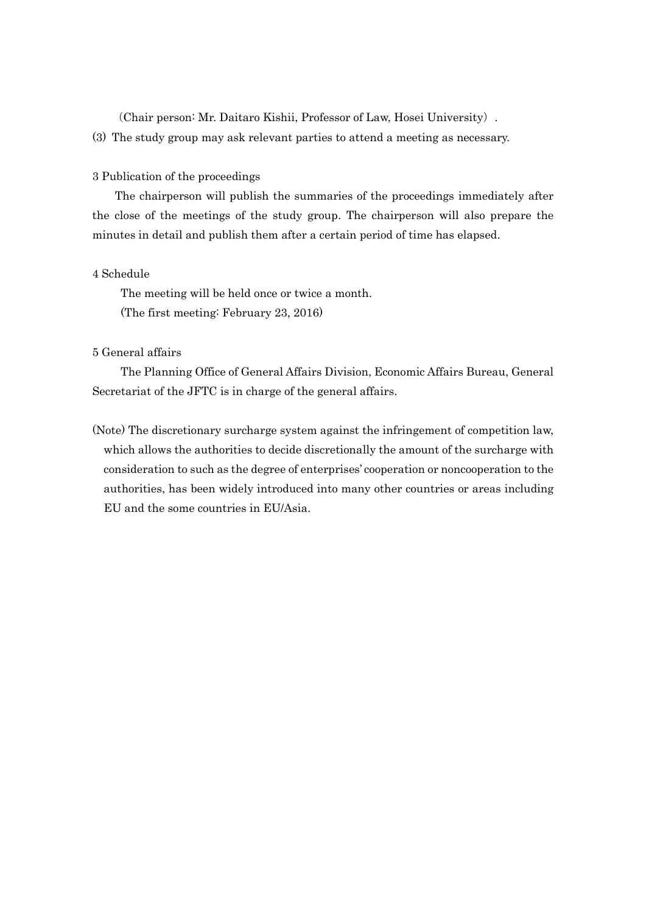（Chair person: Mr. Daitaro Kishii, Professor of Law, Hosei University）.

(3) The study group may ask relevant parties to attend a meeting as necessary.

3 Publication of the proceedings

The chairperson will publish the summaries of the proceedings immediately after the close of the meetings of the study group. The chairperson will also prepare the minutes in detail and publish them after a certain period of time has elapsed.

4 Schedule

The meeting will be held once or twice a month.
(The first meeting: February 23, 2016)

5 General affairs

The Planning Office of General Affairs Division, Economic Affairs Bureau, General Secretariat of the JFTC is in charge of the general affairs.

(Note) The discretionary surcharge system against the infringement of competition law, which allows the authorities to decide discretionally the amount of the surcharge with consideration to such as the degree of enterprises' cooperation or noncooperation to the authorities, has been widely introduced into many other countries or areas including EU and the some countries in EU/Asia.